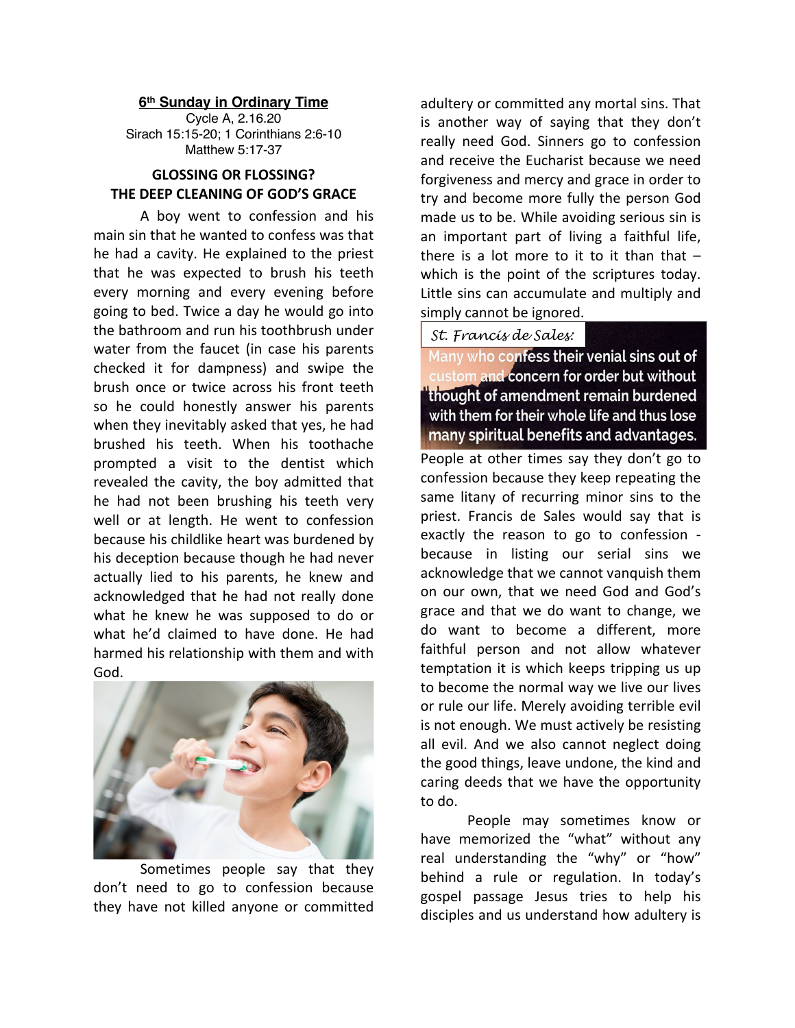**6th Sunday in Ordinary Time**
Cycle A, 2.16.20
Sirach 15:15-20; 1 Corinthians 2:6-10
Matthew 5:17-37

## GLOSSING OR FLOSSING? THE DEEP CLEANING OF GOD'S GRACE

A boy went to confession and his main sin that he wanted to confess was that he had a cavity. He explained to the priest that he was expected to brush his teeth every morning and every evening before going to bed. Twice a day he would go into the bathroom and run his toothbrush under water from the faucet (in case his parents checked it for dampness) and swipe the brush once or twice across his front teeth so he could honestly answer his parents when they inevitably asked that yes, he had brushed his teeth. When his toothache prompted a visit to the dentist which revealed the cavity, the boy admitted that he had not been brushing his teeth very well or at length. He went to confession because his childlike heart was burdened by his deception because though he had never actually lied to his parents, he knew and acknowledged that he had not really done what he knew he was supposed to do or what he'd claimed to have done. He had harmed his relationship with them and with God.

Sometimes people say that they don't need to go to confession because they have not killed anyone or committed adultery or committed any mortal sins. That is another way of saying that they don't really need God. Sinners go to confession and receive the Eucharist because we need forgiveness and mercy and grace in order to try and become more fully the person God made us to be. While avoiding serious sin is an important part of living a faithful life, there is a lot more to it to it than that – which is the point of the scriptures today. Little sins can accumulate and multiply and simply cannot be ignored.

*St. Francis de Sales:*

**Many who confess their venial sins out of custom and concern for order but without thought of amendment remain burdened with them for their whole life and thus lose many spiritual benefits and advantages.**

People at other times say they don't go to confession because they keep repeating the same litany of recurring minor sins to the priest. Francis de Sales would say that is exactly the reason to go to confession - because in listing our serial sins we acknowledge that we cannot vanquish them on our own, that we need God and God's grace and that we do want to change, we do want to become a different, more faithful person and not allow whatever temptation it is which keeps tripping us up to become the normal way we live our lives or rule our life. Merely avoiding terrible evil is not enough. We must actively be resisting all evil. And we also cannot neglect doing the good things, leave undone, the kind and caring deeds that we have the opportunity to do.

People may sometimes know or have memorized the "what" without any real understanding the "why" or "how" behind a rule or regulation. In today's gospel passage Jesus tries to help his disciples and us understand how adultery is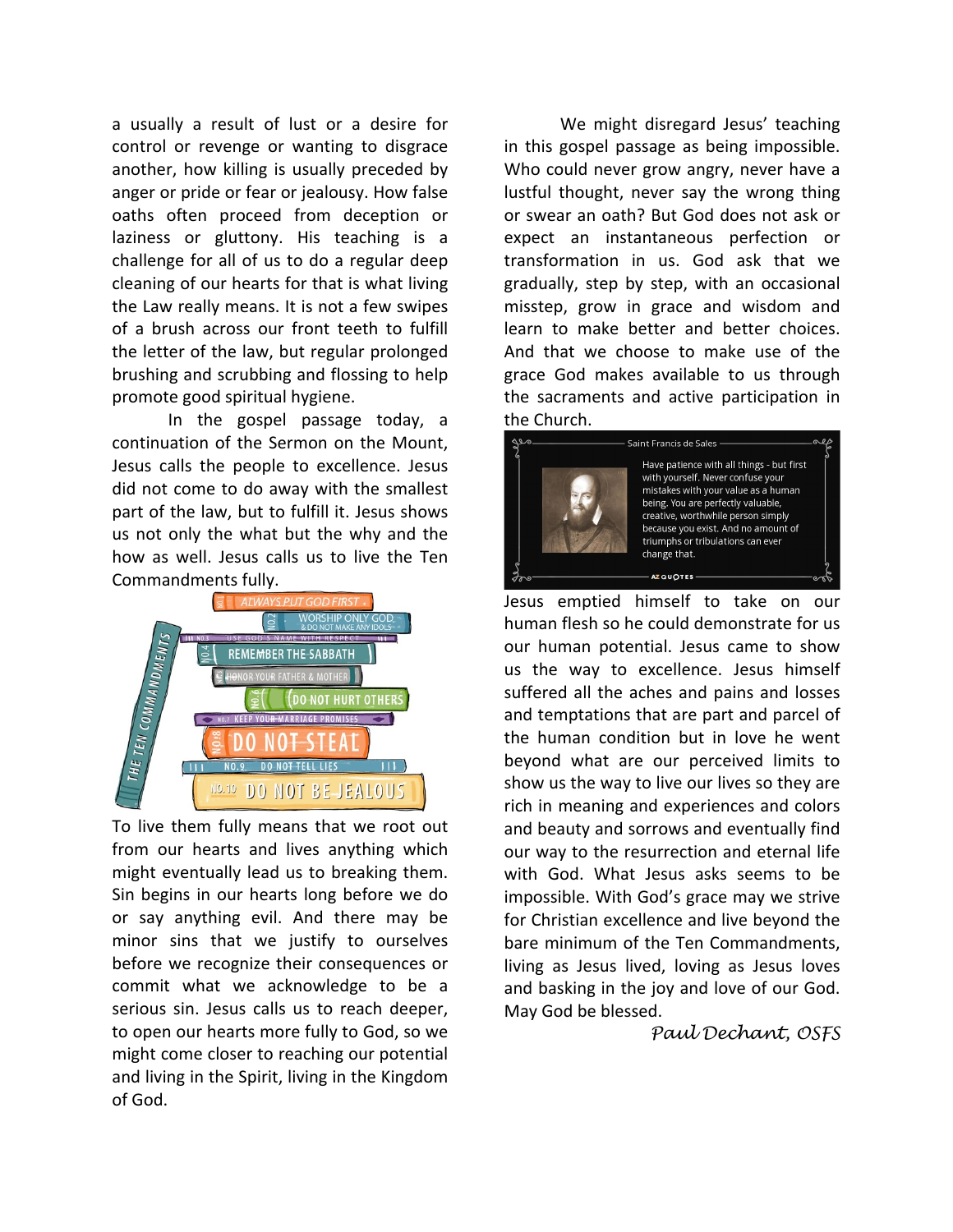a usually a result of lust or a desire for control or revenge or wanting to disgrace another, how killing is usually preceded by anger or pride or fear or jealousy. How false oaths often proceed from deception or laziness or gluttony. His teaching is a challenge for all of us to do a regular deep cleaning of our hearts for that is what living the Law really means. It is not a few swipes of a brush across our front teeth to fulfill the letter of the law, but regular prolonged brushing and scrubbing and flossing to help promote good spiritual hygiene.

In the gospel passage today, a continuation of the Sermon on the Mount, Jesus calls the people to excellence. Jesus did not come to do away with the smallest part of the law, but to fulfill it. Jesus shows us not only the what but the why and the how as well. Jesus calls us to live the Ten Commandments fully.

THE TEN COMMANDMENTS
NO.1 ALWAYS PUT GOD FIRST
NO.2 WORSHIP ONLY GOD & DO NOT MAKE ANY IDOLS
NO.3 USE GOD'S NAME WITH RESPECT
NO.4 REMEMBER THE SABBATH
NO.5 HONOR YOUR FATHER & MOTHER
NO.6 DO NOT HURT OTHERS
NO.7 KEEP YOUR MARRIAGE PROMISES
NO.8 DO NOT STEAL
NO.9 DO NOT TELL LIES
NO.10 DO NOT BE JEALOUS

To live them fully means that we root out from our hearts and lives anything which might eventually lead us to breaking them. Sin begins in our hearts long before we do or say anything evil. And there may be minor sins that we justify to ourselves before we recognize their consequences or commit what we acknowledge to be a serious sin. Jesus calls us to reach deeper, to open our hearts more fully to God, so we might come closer to reaching our potential and living in the Spirit, living in the Kingdom of God.

We might disregard Jesus' teaching in this gospel passage as being impossible. Who could never grow angry, never have a lustful thought, never say the wrong thing or swear an oath? But God does not ask or expect an instantaneous perfection or transformation in us. God ask that we gradually, step by step, with an occasional misstep, grow in grace and wisdom and learn to make better and better choices. And that we choose to make use of the grace God makes available to us through the sacraments and active participation in the Church.

Saint Francis de Sales

Have patience with all things - but first with yourself. Never confuse your mistakes with your value as a human being. You are perfectly valuable, creative, worthwhile person simply because you exist. And no amount of triumphs or tribulations can ever change that.

AZ QUOTES

Jesus emptied himself to take on our human flesh so he could demonstrate for us our human potential. Jesus came to show us the way to excellence. Jesus himself suffered all the aches and pains and losses and temptations that are part and parcel of the human condition but in love he went beyond what are our perceived limits to show us the way to live our lives so they are rich in meaning and experiences and colors and beauty and sorrows and eventually find our way to the resurrection and eternal life with God. What Jesus asks seems to be impossible. With God's grace may we strive for Christian excellence and live beyond the bare minimum of the Ten Commandments, living as Jesus lived, loving as Jesus loves and basking in the joy and love of our God. May God be blessed.

*Paul Dechant, OSFS*